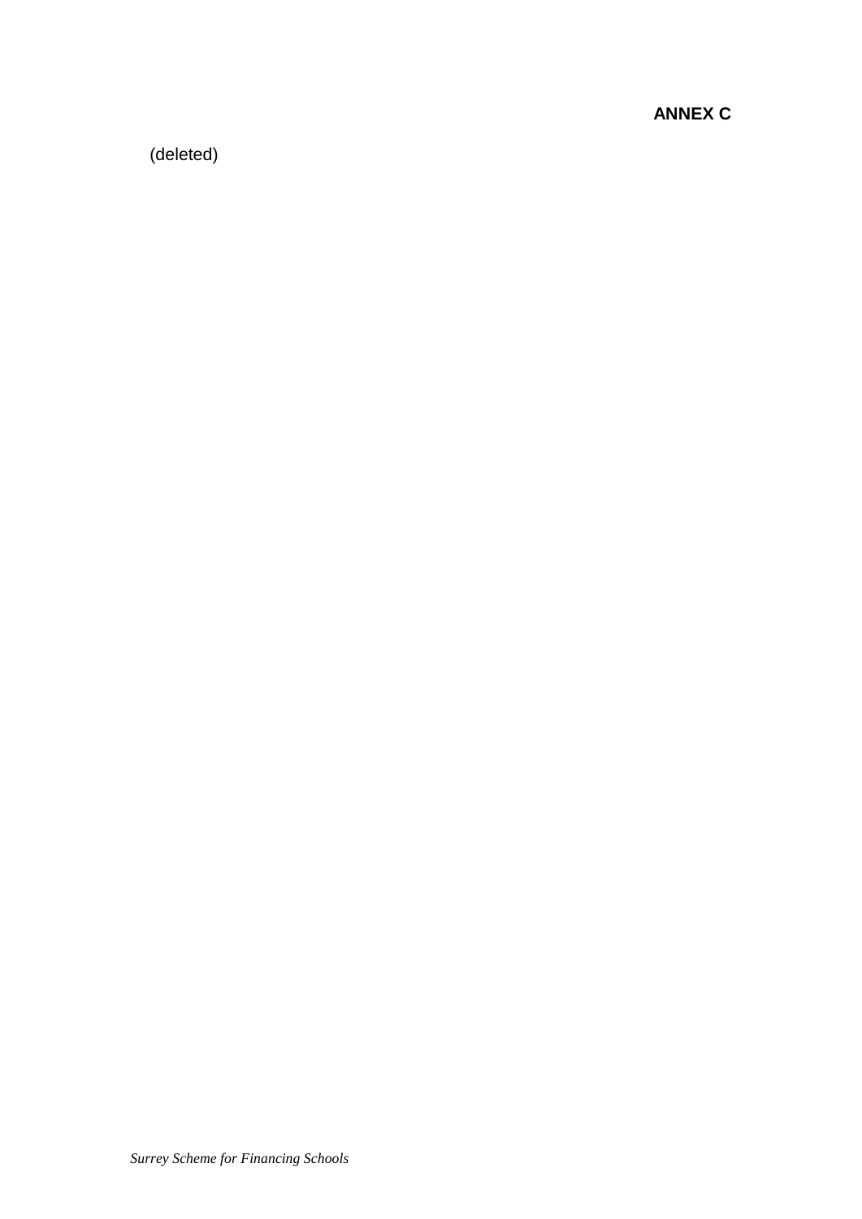**ANNEX C**

(deleted)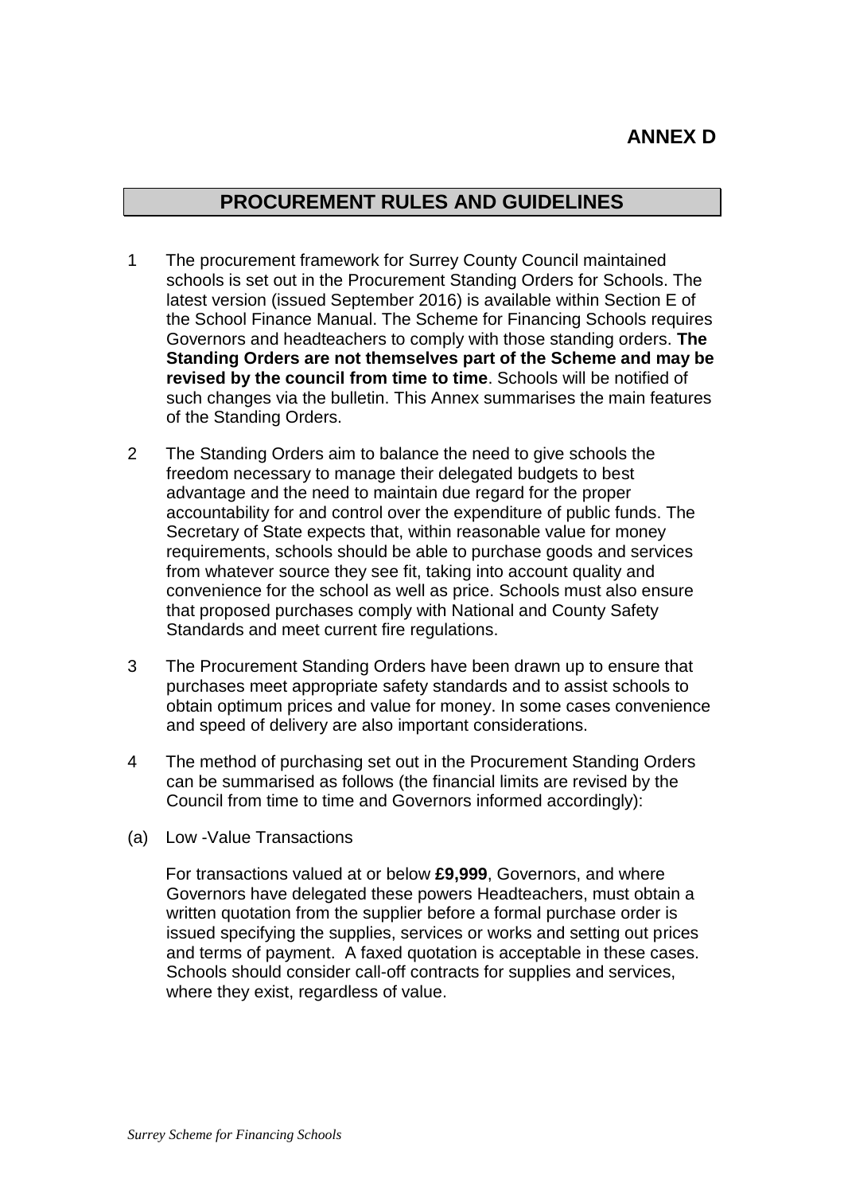**ANNEX D**

## PROCUREMENT RULES AND GUIDELINES

1 The procurement framework for Surrey County Council maintained schools is set out in the Procurement Standing Orders for Schools. The latest version (issued September 2016) is available within Section E of the School Finance Manual. The Scheme for Financing Schools requires Governors and headteachers to comply with those standing orders. **The Standing Orders are not themselves part of the Scheme and may be revised by the council from time to time**. Schools will be notified of such changes via the bulletin. This Annex summarises the main features of the Standing Orders.

2 The Standing Orders aim to balance the need to give schools the freedom necessary to manage their delegated budgets to best advantage and the need to maintain due regard for the proper accountability for and control over the expenditure of public funds. The Secretary of State expects that, within reasonable value for money requirements, schools should be able to purchase goods and services from whatever source they see fit, taking into account quality and convenience for the school as well as price. Schools must also ensure that proposed purchases comply with National and County Safety Standards and meet current fire regulations.

3 The Procurement Standing Orders have been drawn up to ensure that purchases meet appropriate safety standards and to assist schools to obtain optimum prices and value for money. In some cases convenience and speed of delivery are also important considerations.

4 The method of purchasing set out in the Procurement Standing Orders can be summarised as follows (the financial limits are revised by the Council from time to time and Governors informed accordingly):

(a) Low -Value Transactions

For transactions valued at or below **£9,999**, Governors, and where Governors have delegated these powers Headteachers, must obtain a written quotation from the supplier before a formal purchase order is issued specifying the supplies, services or works and setting out prices and terms of payment. A faxed quotation is acceptable in these cases. Schools should consider call-off contracts for supplies and services, where they exist, regardless of value.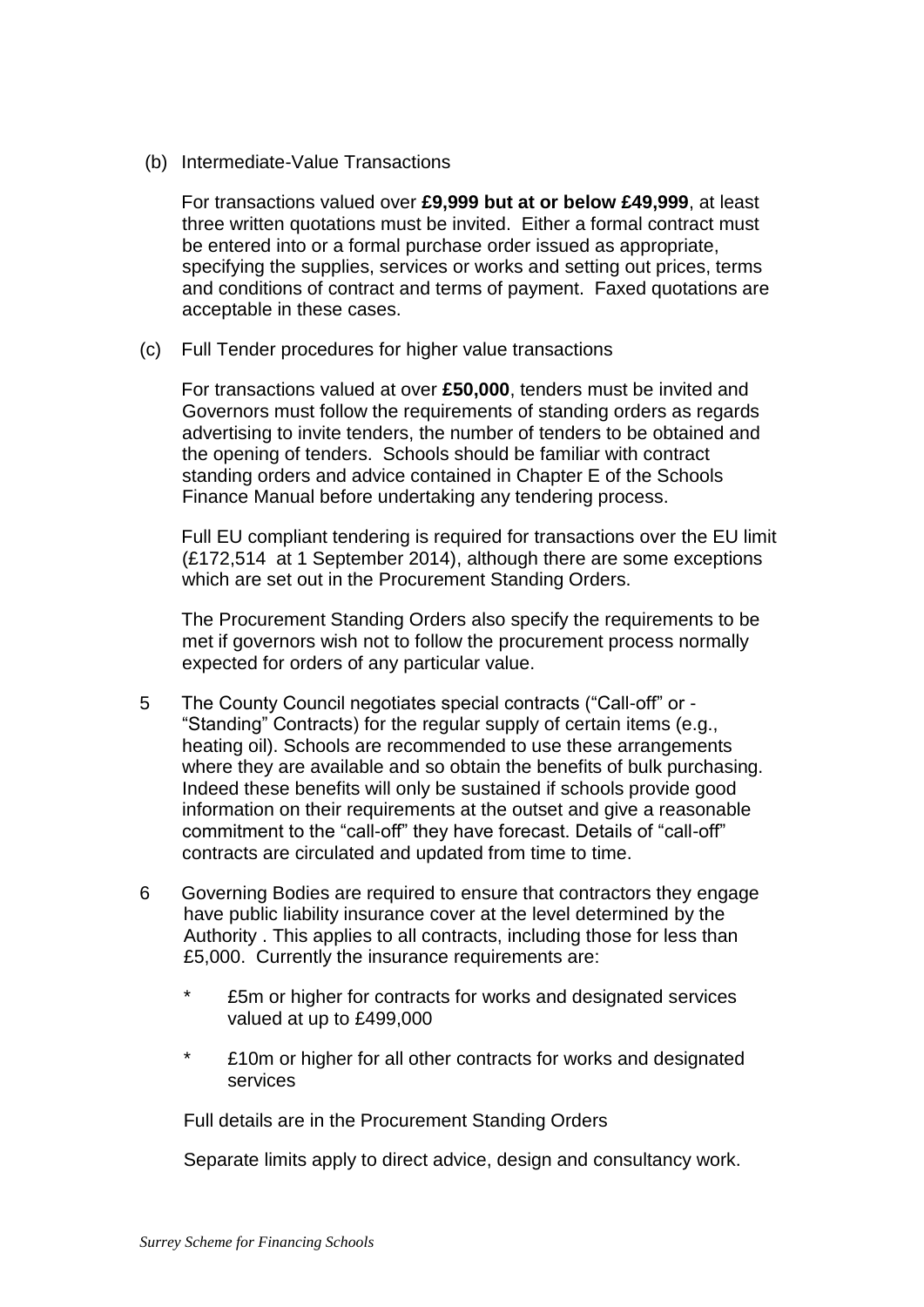(b) Intermediate-Value Transactions

For transactions valued over **£9,999 but at or below £49,999**, at least three written quotations must be invited. Either a formal contract must be entered into or a formal purchase order issued as appropriate, specifying the supplies, services or works and setting out prices, terms and conditions of contract and terms of payment. Faxed quotations are acceptable in these cases.

(c) Full Tender procedures for higher value transactions

For transactions valued at over **£50,000**, tenders must be invited and Governors must follow the requirements of standing orders as regards advertising to invite tenders, the number of tenders to be obtained and the opening of tenders. Schools should be familiar with contract standing orders and advice contained in Chapter E of the Schools Finance Manual before undertaking any tendering process.

Full EU compliant tendering is required for transactions over the EU limit (£172,514 at 1 September 2014), although there are some exceptions which are set out in the Procurement Standing Orders.

The Procurement Standing Orders also specify the requirements to be met if governors wish not to follow the procurement process normally expected for orders of any particular value.

5 The County Council negotiates special contracts ("Call-off" or - "Standing" Contracts) for the regular supply of certain items (e.g., heating oil). Schools are recommended to use these arrangements where they are available and so obtain the benefits of bulk purchasing. Indeed these benefits will only be sustained if schools provide good information on their requirements at the outset and give a reasonable commitment to the "call-off" they have forecast. Details of "call-off" contracts are circulated and updated from time to time.

6 Governing Bodies are required to ensure that contractors they engage have public liability insurance cover at the level determined by the Authority . This applies to all contracts, including those for less than £5,000. Currently the insurance requirements are:

* £5m or higher for contracts for works and designated services valued at up to £499,000
* £10m or higher for all other contracts for works and designated services

Full details are in the Procurement Standing Orders

Separate limits apply to direct advice, design and consultancy work.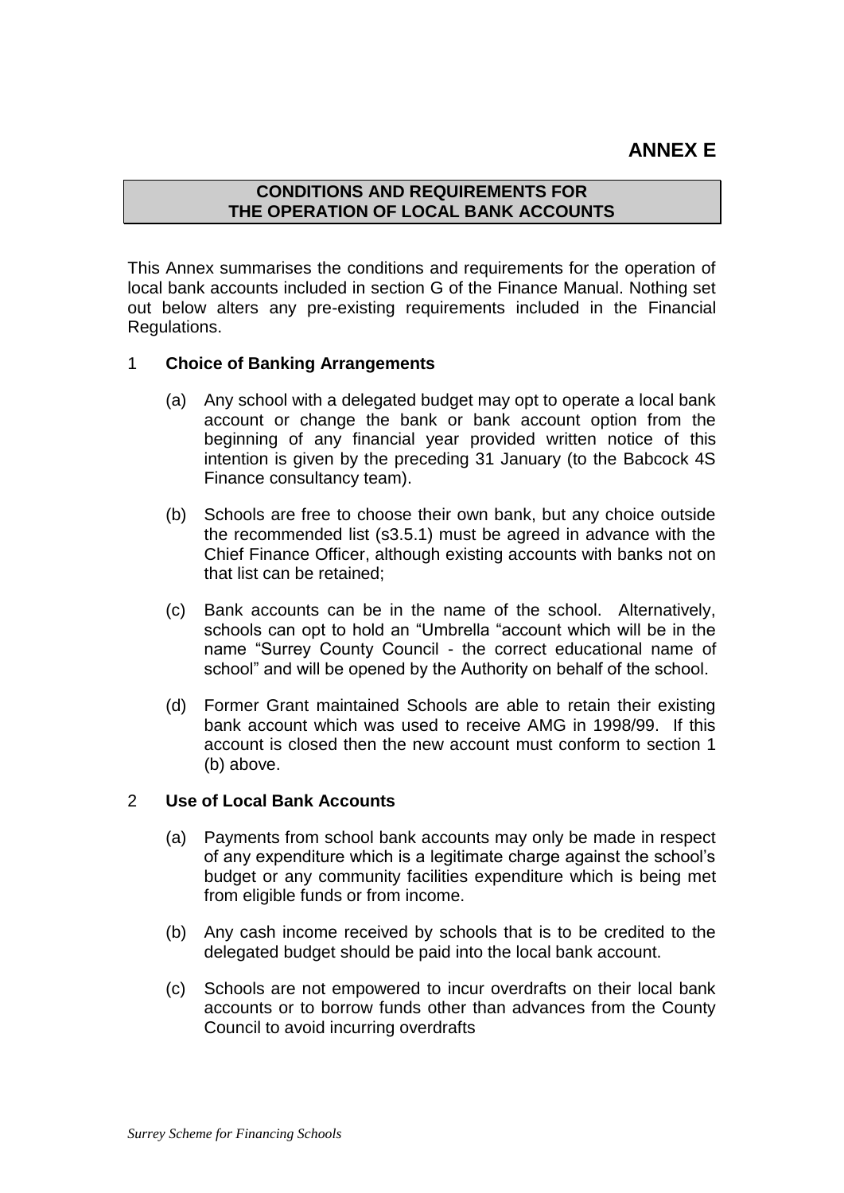# ANNEX E

## CONDITIONS AND REQUIREMENTS FOR THE OPERATION OF LOCAL BANK ACCOUNTS

This Annex summarises the conditions and requirements for the operation of local bank accounts included in section G of the Finance Manual. Nothing set out below alters any pre-existing requirements included in the Financial Regulations.

### 1 **Choice of Banking Arrangements**

(a) Any school with a delegated budget may opt to operate a local bank account or change the bank or bank account option from the beginning of any financial year provided written notice of this intention is given by the preceding 31 January (to the Babcock 4S Finance consultancy team).

(b) Schools are free to choose their own bank, but any choice outside the recommended list (s3.5.1) must be agreed in advance with the Chief Finance Officer, although existing accounts with banks not on that list can be retained;

(c) Bank accounts can be in the name of the school. Alternatively, schools can opt to hold an "Umbrella "account which will be in the name "Surrey County Council - the correct educational name of school" and will be opened by the Authority on behalf of the school.

(d) Former Grant maintained Schools are able to retain their existing bank account which was used to receive AMG in 1998/99. If this account is closed then the new account must conform to section 1 (b) above.

### 2 **Use of Local Bank Accounts**

(a) Payments from school bank accounts may only be made in respect of any expenditure which is a legitimate charge against the school's budget or any community facilities expenditure which is being met from eligible funds or from income.

(b) Any cash income received by schools that is to be credited to the delegated budget should be paid into the local bank account.

(c) Schools are not empowered to incur overdrafts on their local bank accounts or to borrow funds other than advances from the County Council to avoid incurring overdrafts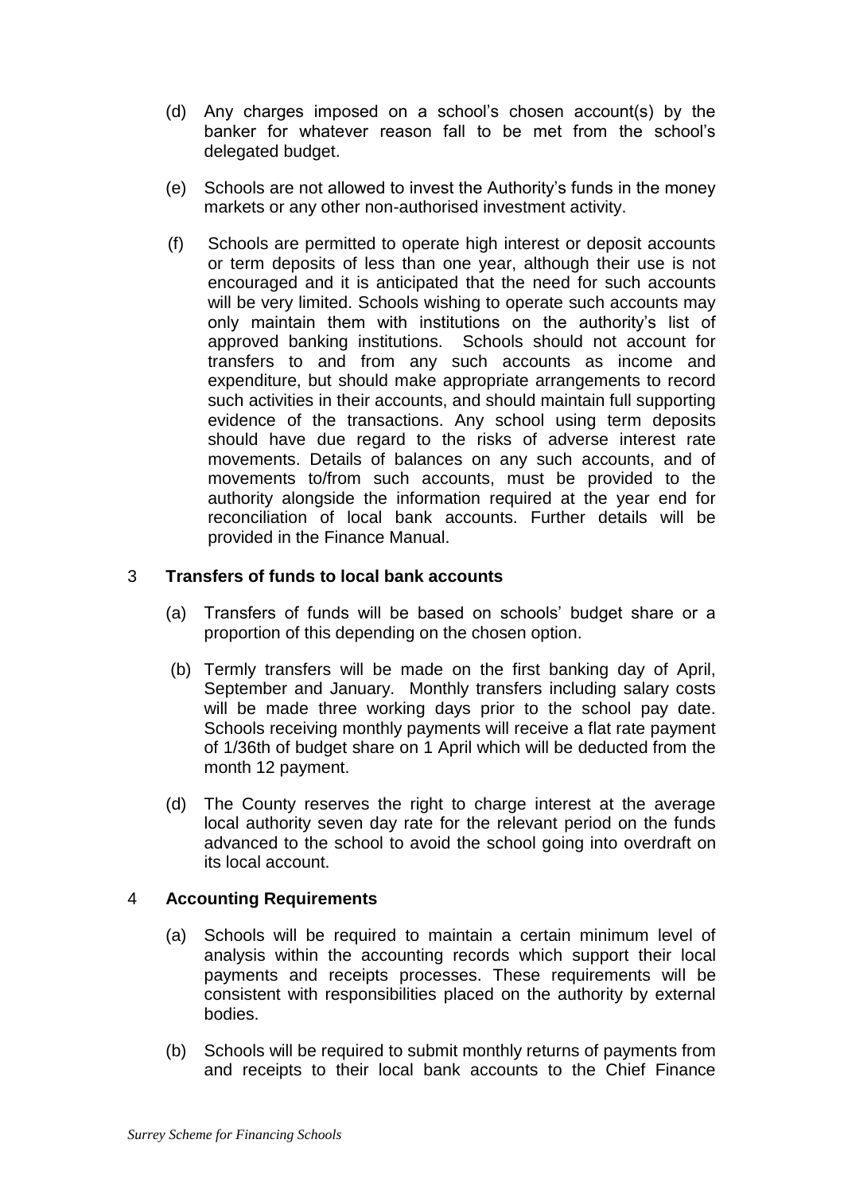(d) Any charges imposed on a school's chosen account(s) by the banker for whatever reason fall to be met from the school's delegated budget.

(e) Schools are not allowed to invest the Authority's funds in the money markets or any other non-authorised investment activity.

(f) Schools are permitted to operate high interest or deposit accounts or term deposits of less than one year, although their use is not encouraged and it is anticipated that the need for such accounts will be very limited. Schools wishing to operate such accounts may only maintain them with institutions on the authority's list of approved banking institutions. Schools should not account for transfers to and from any such accounts as income and expenditure, but should make appropriate arrangements to record such activities in their accounts, and should maintain full supporting evidence of the transactions. Any school using term deposits should have due regard to the risks of adverse interest rate movements. Details of balances on any such accounts, and of movements to/from such accounts, must be provided to the authority alongside the information required at the year end for reconciliation of local bank accounts. Further details will be provided in the Finance Manual.

## 3 Transfers of funds to local bank accounts

(a) Transfers of funds will be based on schools' budget share or a proportion of this depending on the chosen option.

(b) Termly transfers will be made on the first banking day of April, September and January. Monthly transfers including salary costs will be made three working days prior to the school pay date. Schools receiving monthly payments will receive a flat rate payment of 1/36th of budget share on 1 April which will be deducted from the month 12 payment.

(d) The County reserves the right to charge interest at the average local authority seven day rate for the relevant period on the funds advanced to the school to avoid the school going into overdraft on its local account.

## 4 Accounting Requirements

(a) Schools will be required to maintain a certain minimum level of analysis within the accounting records which support their local payments and receipts processes. These requirements will be consistent with responsibilities placed on the authority by external bodies.

(b) Schools will be required to submit monthly returns of payments from and receipts to their local bank accounts to the Chief Finance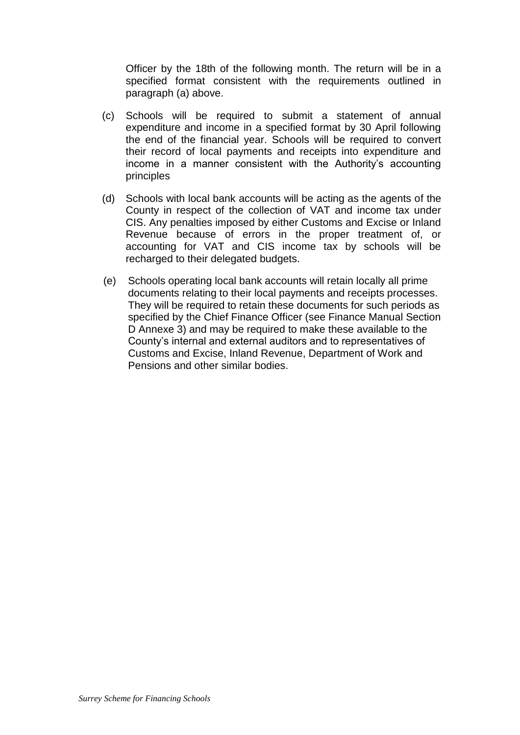Officer by the 18th of the following month. The return will be in a specified format consistent with the requirements outlined in paragraph (a) above.

(c) Schools will be required to submit a statement of annual expenditure and income in a specified format by 30 April following the end of the financial year. Schools will be required to convert their record of local payments and receipts into expenditure and income in a manner consistent with the Authority's accounting principles

(d) Schools with local bank accounts will be acting as the agents of the County in respect of the collection of VAT and income tax under CIS. Any penalties imposed by either Customs and Excise or Inland Revenue because of errors in the proper treatment of, or accounting for VAT and CIS income tax by schools will be recharged to their delegated budgets.

(e) Schools operating local bank accounts will retain locally all prime documents relating to their local payments and receipts processes. They will be required to retain these documents for such periods as specified by the Chief Finance Officer (see Finance Manual Section D Annexe 3) and may be required to make these available to the County's internal and external auditors and to representatives of Customs and Excise, Inland Revenue, Department of Work and Pensions and other similar bodies.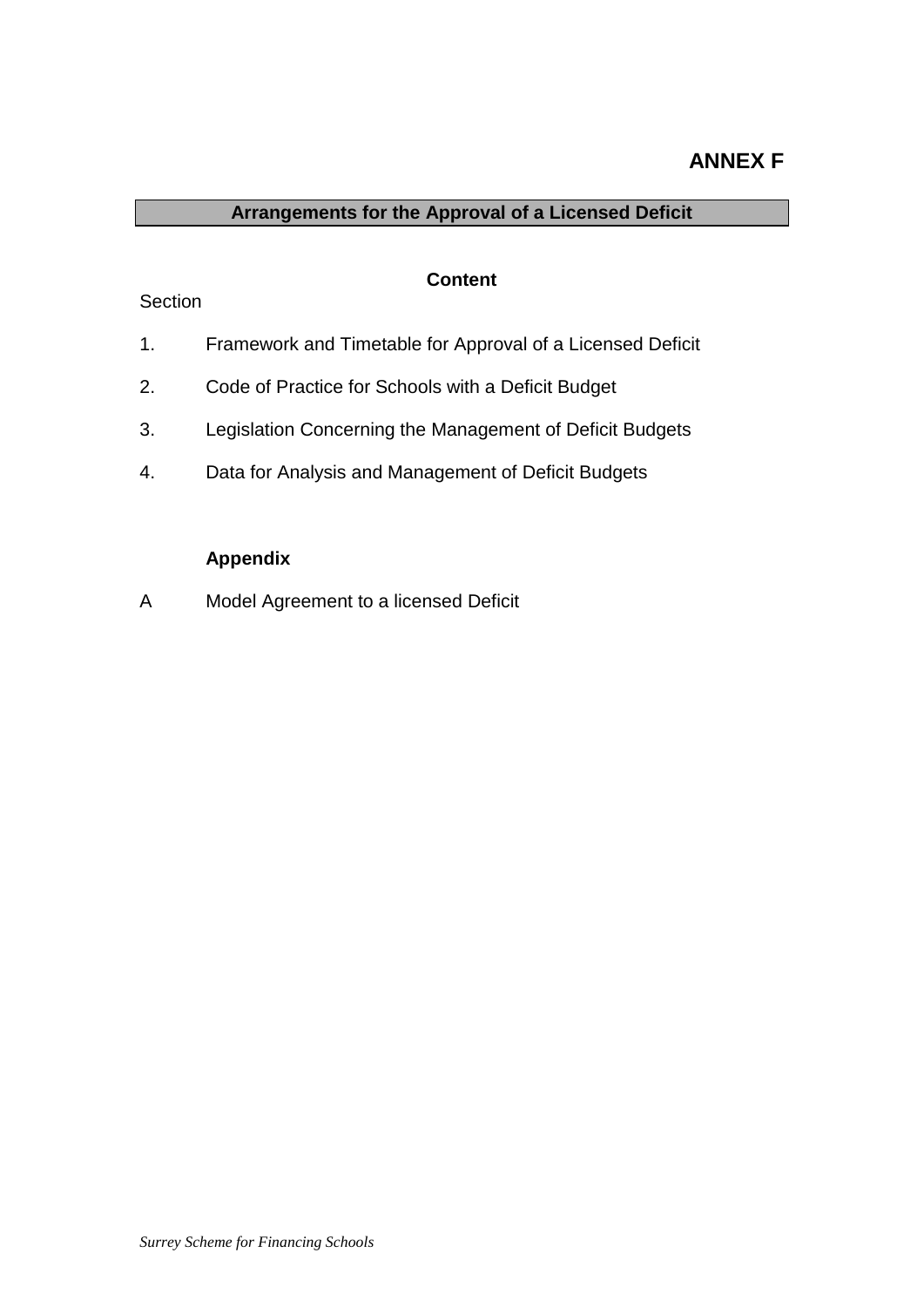# ANNEX F

## Arrangements for the Approval of a Licensed Deficit

**Content**

Section

1. Framework and Timetable for Approval of a Licensed Deficit
2. Code of Practice for Schools with a Deficit Budget
3. Legislation Concerning the Management of Deficit Budgets
4. Data for Analysis and Management of Deficit Budgets

**Appendix**

A Model Agreement to a licensed Deficit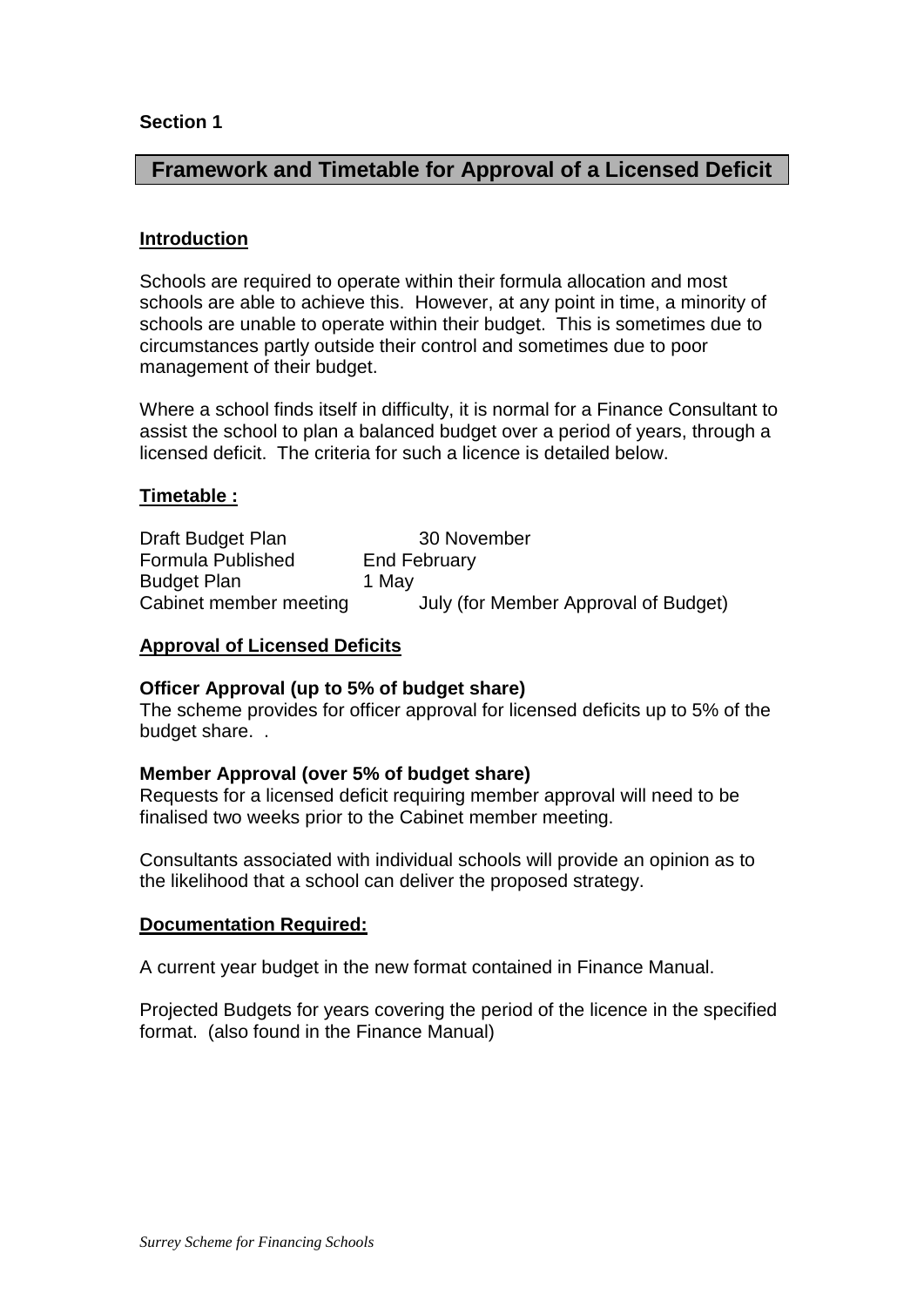**Section 1**

## Framework and Timetable for Approval of a Licensed Deficit

### Introduction

Schools are required to operate within their formula allocation and most schools are able to achieve this. However, at any point in time, a minority of schools are unable to operate within their budget. This is sometimes due to circumstances partly outside their control and sometimes due to poor management of their budget.

Where a school finds itself in difficulty, it is normal for a Finance Consultant to assist the school to plan a balanced budget over a period of years, through a licensed deficit. The criteria for such a licence is detailed below.

### Timetable :

| | |
|---|---|
| Draft Budget Plan | 30 November |
| Formula Published | End February |
| Budget Plan | 1 May |
| Cabinet member meeting | July (for Member Approval of Budget) |

### Approval of Licensed Deficits

**Officer Approval (up to 5% of budget share)**
The scheme provides for officer approval for licensed deficits up to 5% of the budget share. .

**Member Approval (over 5% of budget share)**
Requests for a licensed deficit requiring member approval will need to be finalised two weeks prior to the Cabinet member meeting.

Consultants associated with individual schools will provide an opinion as to the likelihood that a school can deliver the proposed strategy.

### Documentation Required:

A current year budget in the new format contained in Finance Manual.

Projected Budgets for years covering the period of the licence in the specified format. (also found in the Finance Manual)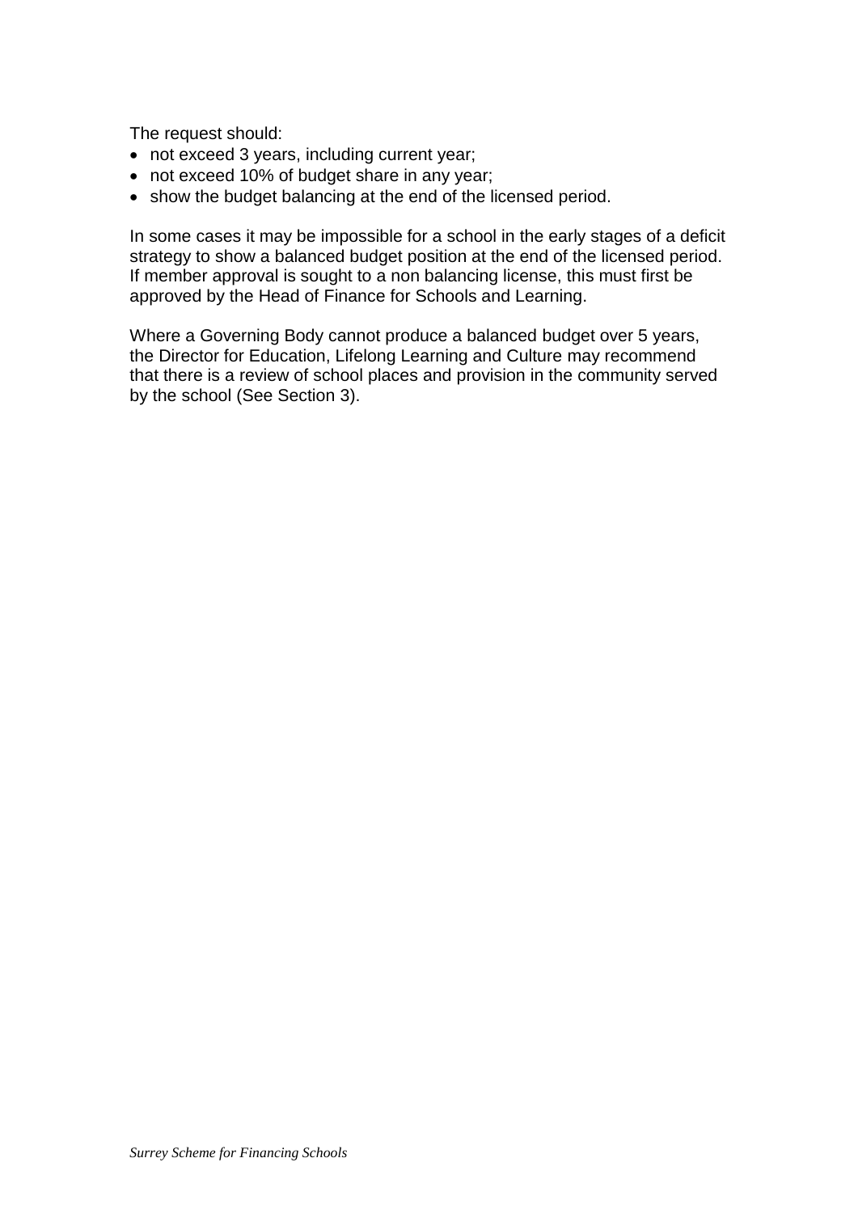The request should:

- not exceed 3 years, including current year;
- not exceed 10% of budget share in any year;
- show the budget balancing at the end of the licensed period.

In some cases it may be impossible for a school in the early stages of a deficit strategy to show a balanced budget position at the end of the licensed period. If member approval is sought to a non balancing license, this must first be approved by the Head of Finance for Schools and Learning.

Where a Governing Body cannot produce a balanced budget over 5 years, the Director for Education, Lifelong Learning and Culture may recommend that there is a review of school places and provision in the community served by the school (See Section 3).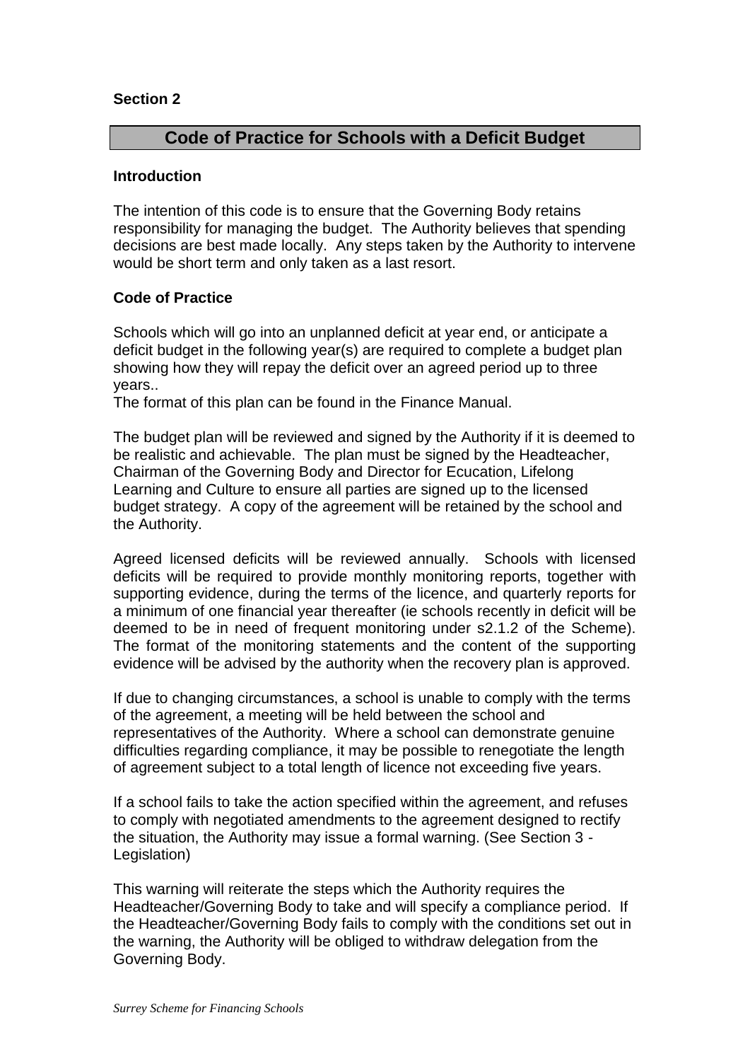**Section 2**

## Code of Practice for Schools with a Deficit Budget

**Introduction**

The intention of this code is to ensure that the Governing Body retains responsibility for managing the budget. The Authority believes that spending decisions are best made locally. Any steps taken by the Authority to intervene would be short term and only taken as a last resort.

**Code of Practice**

Schools which will go into an unplanned deficit at year end, or anticipate a deficit budget in the following year(s) are required to complete a budget plan showing how they will repay the deficit over an agreed period up to three years..
The format of this plan can be found in the Finance Manual.

The budget plan will be reviewed and signed by the Authority if it is deemed to be realistic and achievable. The plan must be signed by the Headteacher, Chairman of the Governing Body and Director for Ecucation, Lifelong Learning and Culture to ensure all parties are signed up to the licensed budget strategy. A copy of the agreement will be retained by the school and the Authority.

Agreed licensed deficits will be reviewed annually. Schools with licensed deficits will be required to provide monthly monitoring reports, together with supporting evidence, during the terms of the licence, and quarterly reports for a minimum of one financial year thereafter (ie schools recently in deficit will be deemed to be in need of frequent monitoring under s2.1.2 of the Scheme). The format of the monitoring statements and the content of the supporting evidence will be advised by the authority when the recovery plan is approved.

If due to changing circumstances, a school is unable to comply with the terms of the agreement, a meeting will be held between the school and representatives of the Authority. Where a school can demonstrate genuine difficulties regarding compliance, it may be possible to renegotiate the length of agreement subject to a total length of licence not exceeding five years.

If a school fails to take the action specified within the agreement, and refuses to comply with negotiated amendments to the agreement designed to rectify the situation, the Authority may issue a formal warning. (See Section 3 - Legislation)

This warning will reiterate the steps which the Authority requires the Headteacher/Governing Body to take and will specify a compliance period. If the Headteacher/Governing Body fails to comply with the conditions set out in the warning, the Authority will be obliged to withdraw delegation from the Governing Body.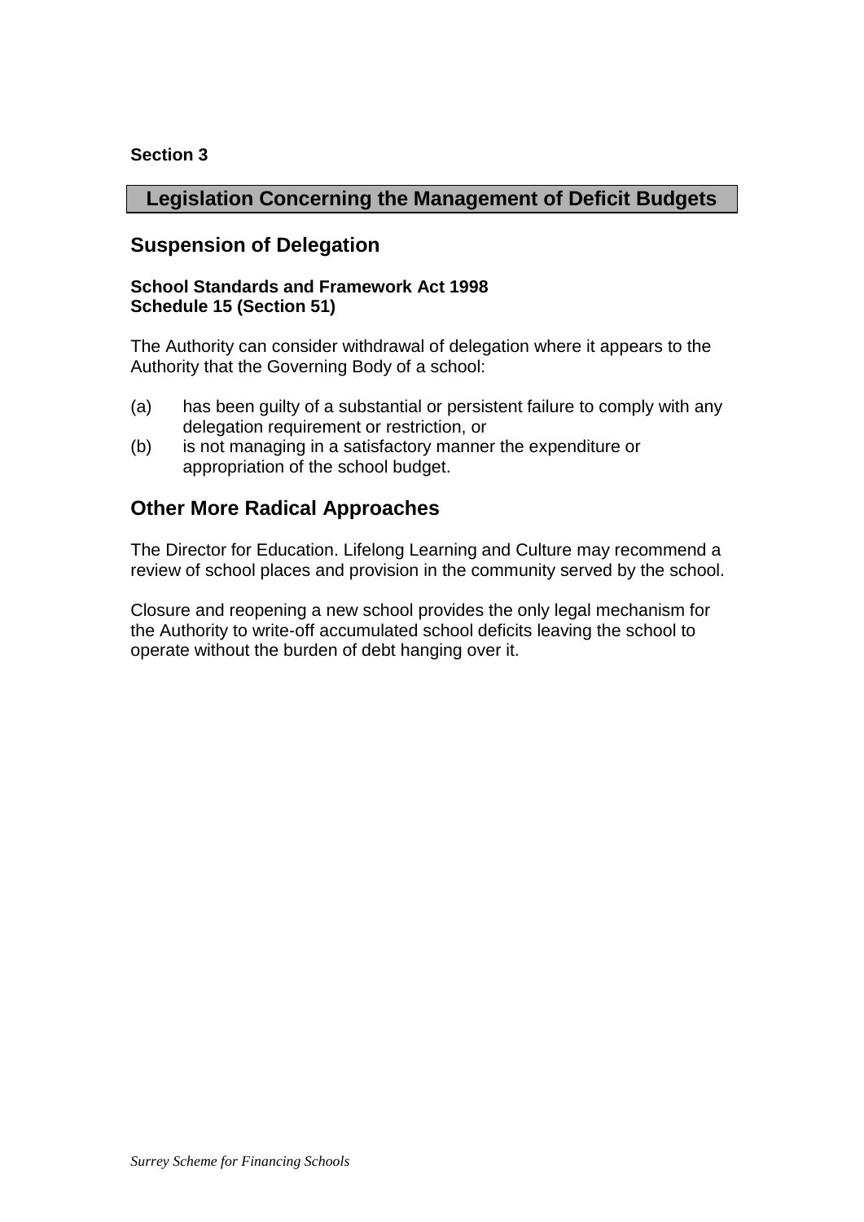**Section 3**

# Legislation Concerning the Management of Deficit Budgets

## Suspension of Delegation

**School Standards and Framework Act 1998**
**Schedule 15 (Section 51)**

The Authority can consider withdrawal of delegation where it appears to the Authority that the Governing Body of a school:

(a) has been guilty of a substantial or persistent failure to comply with any delegation requirement or restriction, or
(b) is not managing in a satisfactory manner the expenditure or appropriation of the school budget.

## Other More Radical Approaches

The Director for Education. Lifelong Learning and Culture may recommend a review of school places and provision in the community served by the school.

Closure and reopening a new school provides the only legal mechanism for the Authority to write-off accumulated school deficits leaving the school to operate without the burden of debt hanging over it.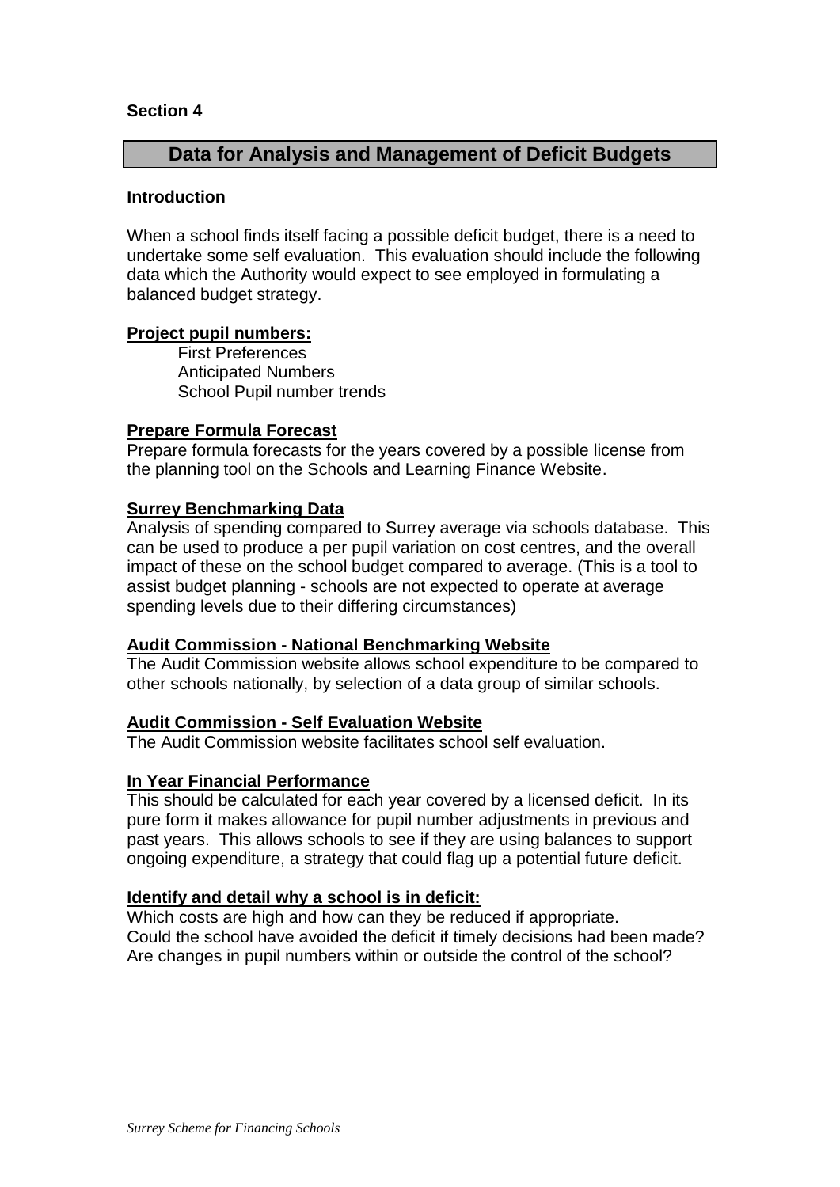**Section 4**

## Data for Analysis and Management of Deficit Budgets

**Introduction**

When a school finds itself facing a possible deficit budget, there is a need to undertake some self evaluation. This evaluation should include the following data which the Authority would expect to see employed in formulating a balanced budget strategy.

**Project pupil numbers:**

First Preferences
Anticipated Numbers
School Pupil number trends

**Prepare Formula Forecast**

Prepare formula forecasts for the years covered by a possible license from the planning tool on the Schools and Learning Finance Website.

**Surrey Benchmarking Data**

Analysis of spending compared to Surrey average via schools database. This can be used to produce a per pupil variation on cost centres, and the overall impact of these on the school budget compared to average. (This is a tool to assist budget planning - schools are not expected to operate at average spending levels due to their differing circumstances)

**Audit Commission - National Benchmarking Website**

The Audit Commission website allows school expenditure to be compared to other schools nationally, by selection of a data group of similar schools.

**Audit Commission - Self Evaluation Website**

The Audit Commission website facilitates school self evaluation.

**In Year Financial Performance**

This should be calculated for each year covered by a licensed deficit. In its pure form it makes allowance for pupil number adjustments in previous and past years. This allows schools to see if they are using balances to support ongoing expenditure, a strategy that could flag up a potential future deficit.

**Identify and detail why a school is in deficit:**

Which costs are high and how can they be reduced if appropriate.
Could the school have avoided the deficit if timely decisions had been made?
Are changes in pupil numbers within or outside the control of the school?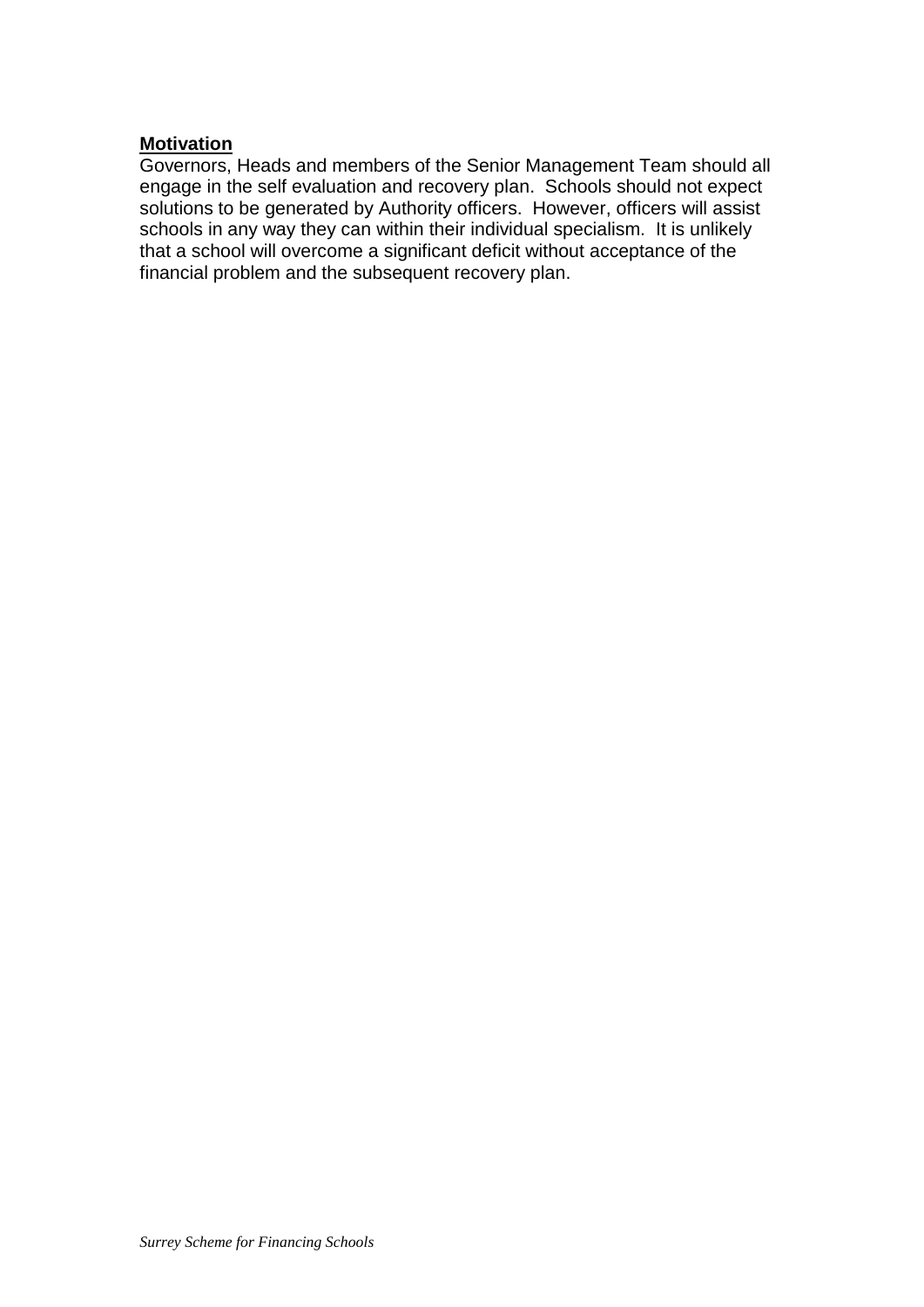**Motivation**

Governors, Heads and members of the Senior Management Team should all engage in the self evaluation and recovery plan.  Schools should not expect solutions to be generated by Authority officers.  However, officers will assist schools in any way they can within their individual specialism.  It is unlikely that a school will overcome a significant deficit without acceptance of the financial problem and the subsequent recovery plan.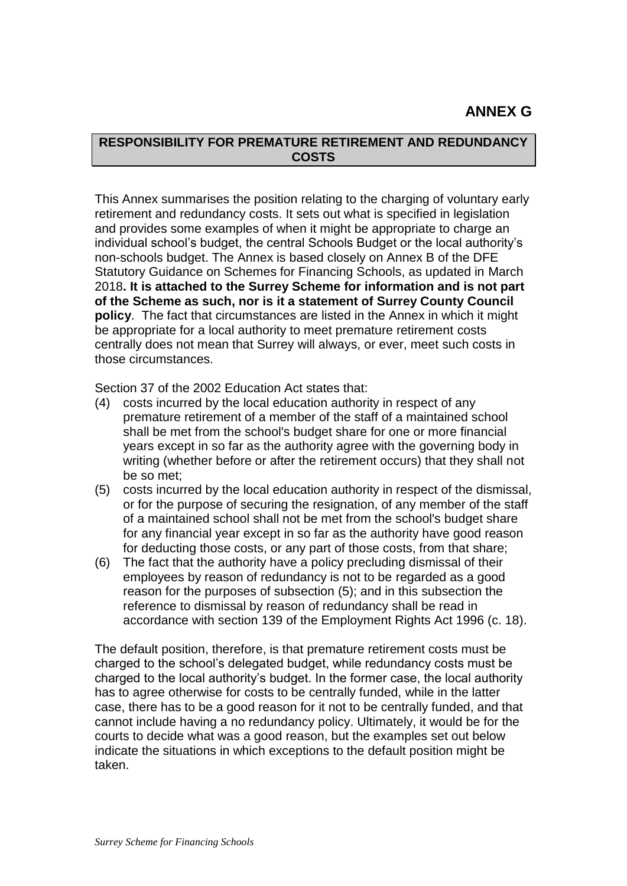# ANNEX G

## RESPONSIBILITY FOR PREMATURE RETIREMENT AND REDUNDANCY COSTS

This Annex summarises the position relating to the charging of voluntary early retirement and redundancy costs. It sets out what is specified in legislation and provides some examples of when it might be appropriate to charge an individual school's budget, the central Schools Budget or the local authority's non-schools budget. The Annex is based closely on Annex B of the DFE Statutory Guidance on Schemes for Financing Schools, as updated in March 2018**. It is attached to the Surrey Scheme for information and is not part of the Scheme as such, nor is it a statement of Surrey County Council policy**. The fact that circumstances are listed in the Annex in which it might be appropriate for a local authority to meet premature retirement costs centrally does not mean that Surrey will always, or ever, meet such costs in those circumstances.

Section 37 of the 2002 Education Act states that:

(4) costs incurred by the local education authority in respect of any premature retirement of a member of the staff of a maintained school shall be met from the school's budget share for one or more financial years except in so far as the authority agree with the governing body in writing (whether before or after the retirement occurs) that they shall not be so met;

(5) costs incurred by the local education authority in respect of the dismissal, or for the purpose of securing the resignation, of any member of the staff of a maintained school shall not be met from the school's budget share for any financial year except in so far as the authority have good reason for deducting those costs, or any part of those costs, from that share;

(6) The fact that the authority have a policy precluding dismissal of their employees by reason of redundancy is not to be regarded as a good reason for the purposes of subsection (5); and in this subsection the reference to dismissal by reason of redundancy shall be read in accordance with section 139 of the Employment Rights Act 1996 (c. 18).

The default position, therefore, is that premature retirement costs must be charged to the school's delegated budget, while redundancy costs must be charged to the local authority's budget. In the former case, the local authority has to agree otherwise for costs to be centrally funded, while in the latter case, there has to be a good reason for it not to be centrally funded, and that cannot include having a no redundancy policy. Ultimately, it would be for the courts to decide what was a good reason, but the examples set out below indicate the situations in which exceptions to the default position might be taken.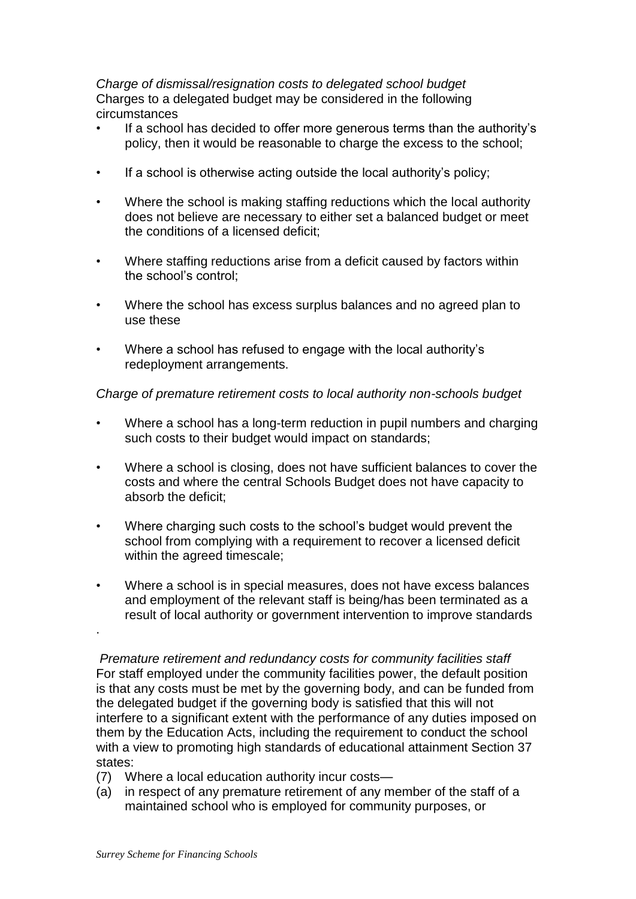*Charge of dismissal/resignation costs to delegated school budget*
Charges to a delegated budget may be considered in the following circumstances

- If a school has decided to offer more generous terms than the authority's policy, then it would be reasonable to charge the excess to the school;
- If a school is otherwise acting outside the local authority's policy;
- Where the school is making staffing reductions which the local authority does not believe are necessary to either set a balanced budget or meet the conditions of a licensed deficit;
- Where staffing reductions arise from a deficit caused by factors within the school's control;
- Where the school has excess surplus balances and no agreed plan to use these
- Where a school has refused to engage with the local authority's redeployment arrangements.

*Charge of premature retirement costs to local authority non-schools budget*

- Where a school has a long-term reduction in pupil numbers and charging such costs to their budget would impact on standards;
- Where a school is closing, does not have sufficient balances to cover the costs and where the central Schools Budget does not have capacity to absorb the deficit;
- Where charging such costs to the school's budget would prevent the school from complying with a requirement to recover a licensed deficit within the agreed timescale;
- Where a school is in special measures, does not have excess balances and employment of the relevant staff is being/has been terminated as a result of local authority or government intervention to improve standards

.

*Premature retirement and redundancy costs for community facilities staff*
For staff employed under the community facilities power, the default position is that any costs must be met by the governing body, and can be funded from the delegated budget if the governing body is satisfied that this will not interfere to a significant extent with the performance of any duties imposed on them by the Education Acts, including the requirement to conduct the school with a view to promoting high standards of educational attainment Section 37 states:

(7) Where a local education authority incur costs—

(a) in respect of any premature retirement of any member of the staff of a maintained school who is employed for community purposes, or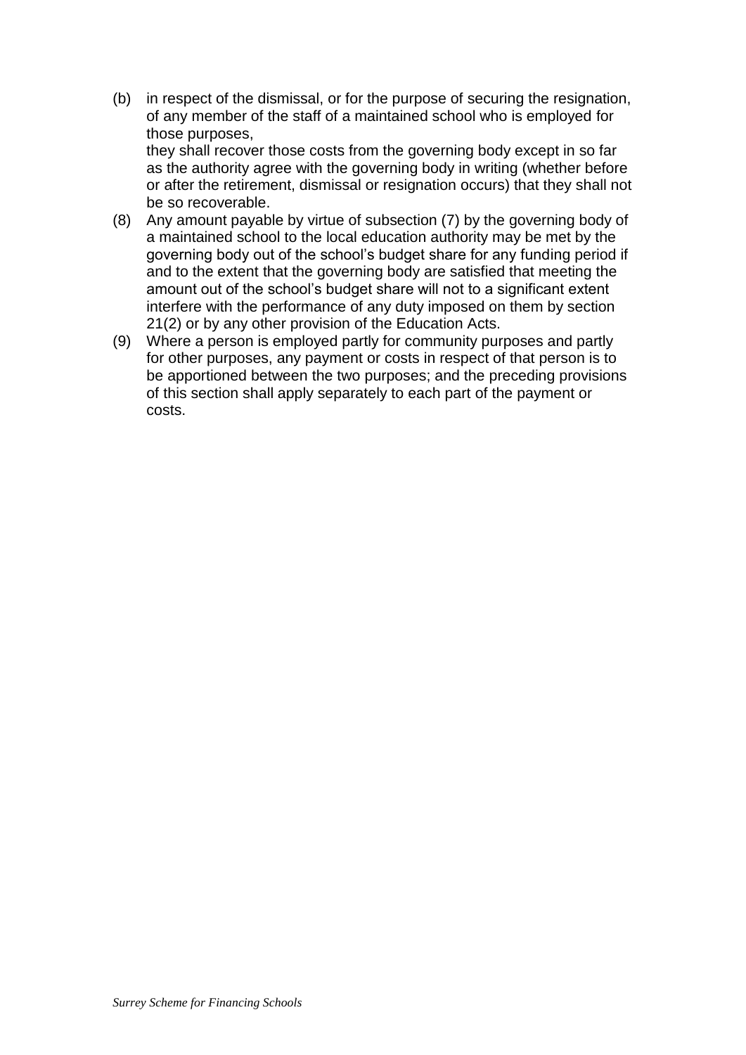(b) in respect of the dismissal, or for the purpose of securing the resignation, of any member of the staff of a maintained school who is employed for those purposes,

they shall recover those costs from the governing body except in so far as the authority agree with the governing body in writing (whether before or after the retirement, dismissal or resignation occurs) that they shall not be so recoverable.

(8) Any amount payable by virtue of subsection (7) by the governing body of a maintained school to the local education authority may be met by the governing body out of the school's budget share for any funding period if and to the extent that the governing body are satisfied that meeting the amount out of the school's budget share will not to a significant extent interfere with the performance of any duty imposed on them by section 21(2) or by any other provision of the Education Acts.

(9) Where a person is employed partly for community purposes and partly for other purposes, any payment or costs in respect of that person is to be apportioned between the two purposes; and the preceding provisions of this section shall apply separately to each part of the payment or costs.